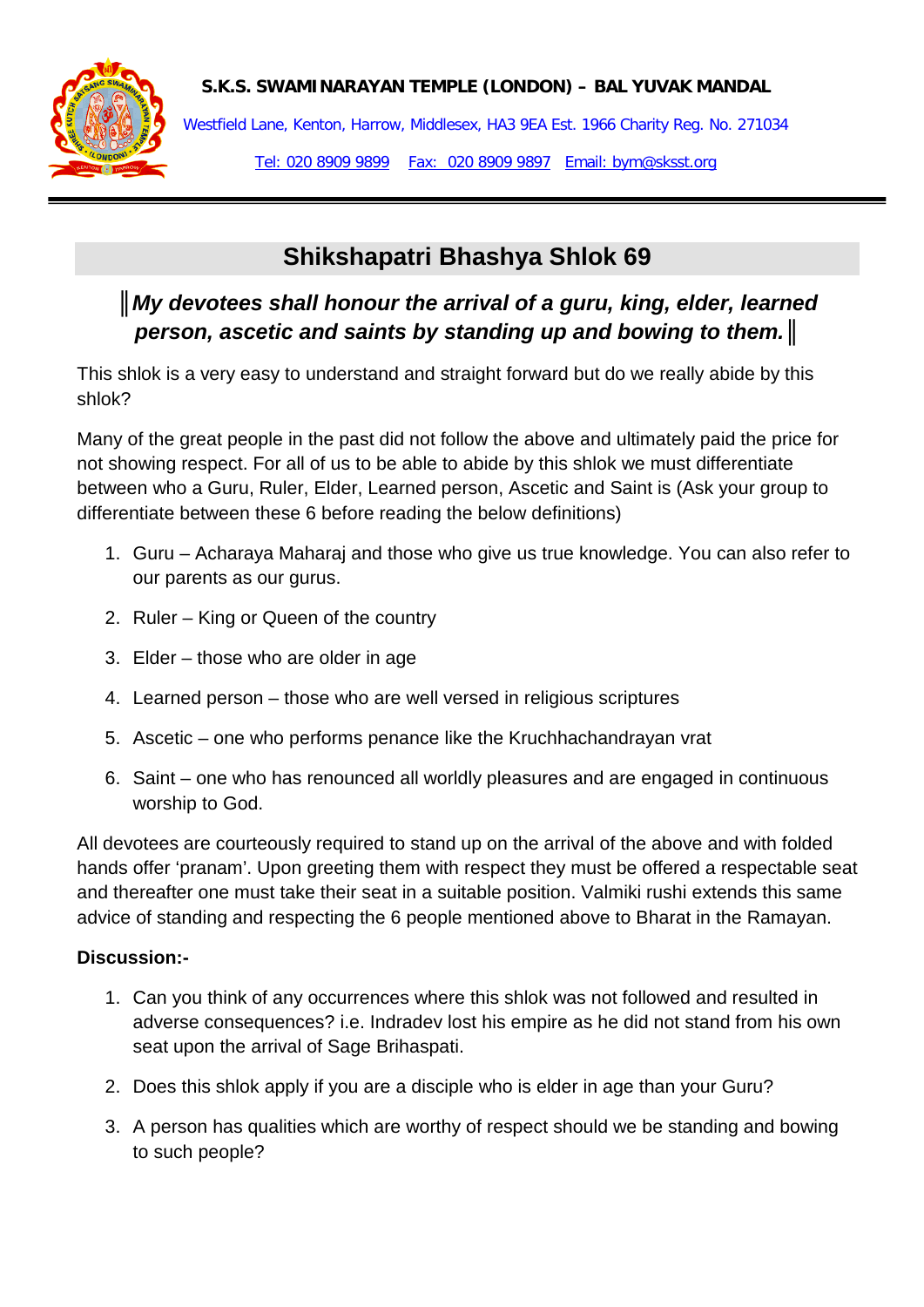**S.K.S. SWAMINARAYAN TEMPLE (LONDON) – BAL YUVAK MANDAL**

Westfield Lane, Kenton, Harrow, Middlesex, HA3 9EA Est. 1966 Charity Reg. No. 271034

Tel: 020 8909 9899 Fax: 020 8909 9897 Email: bym@sksst.org

# Shikshapatri Bhashya Shlok 69

## ║*My devotees shall honour the arrival of a guru, king, elder, learned person, ascetic and saints by standing up and bowing to them.*║

This shlok is a very easy to understand and straight forward but do we really abide by this shlok?

Many of the great people in the past did not follow the above and ultimately paid the price for not showing respect. For all of us to be able to abide by this shlok we must differentiate between who a Guru, Ruler, Elder, Learned person, Ascetic and Saint is (Ask your group to differentiate between these 6 before reading the below definitions)

1. Guru – Acharaya Maharaj and those who give us true knowledge. You can also refer to our parents as our gurus.
2. Ruler – King or Queen of the country
3. Elder – those who are older in age
4. Learned person – those who are well versed in religious scriptures
5. Ascetic – one who performs penance like the Kruchhachandrayan vrat
6. Saint – one who has renounced all worldly pleasures and are engaged in continuous worship to God.

All devotees are courteously required to stand up on the arrival of the above and with folded hands offer 'pranam'. Upon greeting them with respect they must be offered a respectable seat and thereafter one must take their seat in a suitable position. Valmiki rushi extends this same advice of standing and respecting the 6 people mentioned above to Bharat in the Ramayan.

**Discussion:-**

1. Can you think of any occurrences where this shlok was not followed and resulted in adverse consequences? i.e. Indradev lost his empire as he did not stand from his own seat upon the arrival of Sage Brihaspati.
2. Does this shlok apply if you are a disciple who is elder in age than your Guru?
3. A person has qualities which are worthy of respect should we be standing and bowing to such people?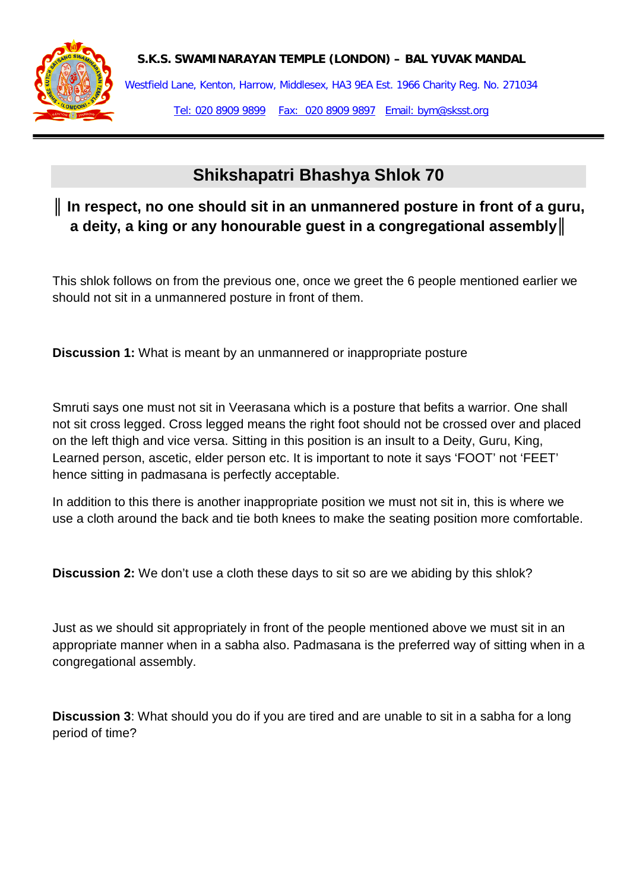**S.K.S. SWAMINARAYAN TEMPLE (LONDON) – BAL YUVAK MANDAL**

Westfield Lane, Kenton, Harrow, Middlesex, HA3 9EA Est. 1966 Charity Reg. No. 271034

Tel: 020 8909 9899 Fax: 020 8909 9897 Email: bym@sksst.org

# Shikshapatri Bhashya Shlok 70

## ║ In respect, no one should sit in an unmannered posture in front of a guru, a deity, a king or any honourable guest in a congregational assembly║

This shlok follows on from the previous one, once we greet the 6 people mentioned earlier we should not sit in a unmannered posture in front of them.

**Discussion 1:** What is meant by an unmannered or inappropriate posture

Smruti says one must not sit in Veerasana which is a posture that befits a warrior. One shall not sit cross legged. Cross legged means the right foot should not be crossed over and placed on the left thigh and vice versa. Sitting in this position is an insult to a Deity, Guru, King, Learned person, ascetic, elder person etc. It is important to note it says 'FOOT' not 'FEET' hence sitting in padmasana is perfectly acceptable.

In addition to this there is another inappropriate position we must not sit in, this is where we use a cloth around the back and tie both knees to make the seating position more comfortable.

**Discussion 2:** We don't use a cloth these days to sit so are we abiding by this shlok?

Just as we should sit appropriately in front of the people mentioned above we must sit in an appropriate manner when in a sabha also. Padmasana is the preferred way of sitting when in a congregational assembly.

**Discussion 3**: What should you do if you are tired and are unable to sit in a sabha for a long period of time?